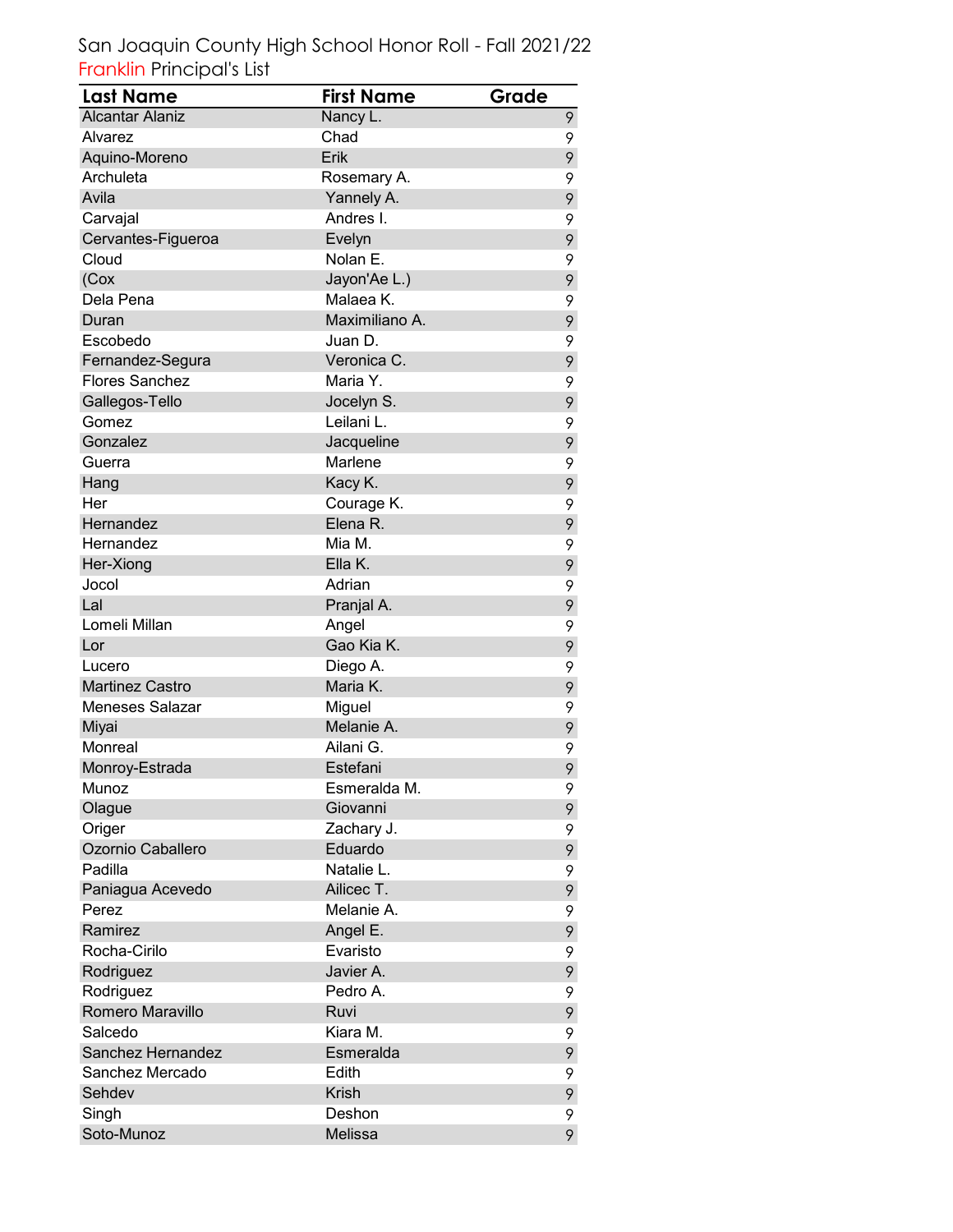San Joaquin County High School Honor Roll - Fall 2021/22

Franklin Principal's List

| Last Name | First Name | Grade |
|---|---|---|
| Alcantar Alaniz | Nancy L. | 9 |
| Alvarez | Chad | 9 |
| Aquino-Moreno | Erik | 9 |
| Archuleta | Rosemary A. | 9 |
| Avila | Yannely A. | 9 |
| Carvajal | Andres I. | 9 |
| Cervantes-Figueroa | Evelyn | 9 |
| Cloud | Nolan E. | 9 |
| (Cox | Jayon'Ae L.) | 9 |
| Dela Pena | Malaea K. | 9 |
| Duran | Maximiliano A. | 9 |
| Escobedo | Juan D. | 9 |
| Fernandez-Segura | Veronica C. | 9 |
| Flores Sanchez | Maria Y. | 9 |
| Gallegos-Tello | Jocelyn S. | 9 |
| Gomez | Leilani L. | 9 |
| Gonzalez | Jacqueline | 9 |
| Guerra | Marlene | 9 |
| Hang | Kacy K. | 9 |
| Her | Courage K. | 9 |
| Hernandez | Elena R. | 9 |
| Hernandez | Mia M. | 9 |
| Her-Xiong | Ella K. | 9 |
| Jocol | Adrian | 9 |
| Lal | Pranjal A. | 9 |
| Lomeli Millan | Angel | 9 |
| Lor | Gao Kia K. | 9 |
| Lucero | Diego A. | 9 |
| Martinez Castro | Maria K. | 9 |
| Meneses Salazar | Miguel | 9 |
| Miyai | Melanie A. | 9 |
| Monreal | Ailani G. | 9 |
| Monroy-Estrada | Estefani | 9 |
| Munoz | Esmeralda M. | 9 |
| Olague | Giovanni | 9 |
| Origer | Zachary J. | 9 |
| Ozornio Caballero | Eduardo | 9 |
| Padilla | Natalie L. | 9 |
| Paniagua Acevedo | Ailicec T. | 9 |
| Perez | Melanie A. | 9 |
| Ramirez | Angel E. | 9 |
| Rocha-Cirilo | Evaristo | 9 |
| Rodriguez | Javier A. | 9 |
| Rodriguez | Pedro A. | 9 |
| Romero Maravillo | Ruvi | 9 |
| Salcedo | Kiara M. | 9 |
| Sanchez Hernandez | Esmeralda | 9 |
| Sanchez Mercado | Edith | 9 |
| Sehdev | Krish | 9 |
| Singh | Deshon | 9 |
| Soto-Munoz | Melissa | 9 |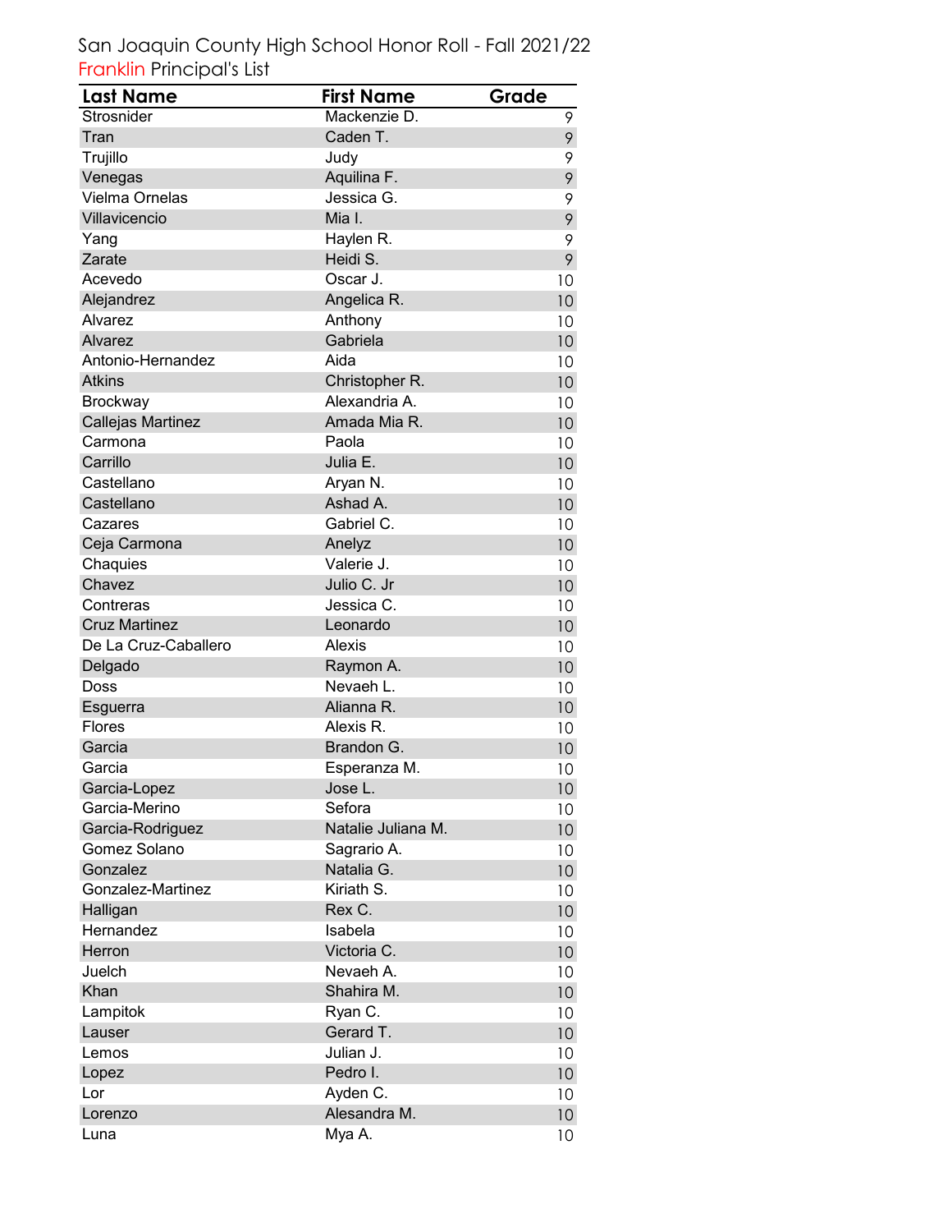San Joaquin County High School Honor Roll - Fall 2021/22

Franklin Principal's List

| Last Name | First Name | Grade |
|---|---|---|
| Strosnider | Mackenzie D. | 9 |
| Tran | Caden T. | 9 |
| Trujillo | Judy | 9 |
| Venegas | Aquilina F. | 9 |
| Vielma Ornelas | Jessica G. | 9 |
| Villavicencio | Mia I. | 9 |
| Yang | Haylen R. | 9 |
| Zarate | Heidi S. | 9 |
| Acevedo | Oscar J. | 10 |
| Alejandrez | Angelica R. | 10 |
| Alvarez | Anthony | 10 |
| Alvarez | Gabriela | 10 |
| Antonio-Hernandez | Aida | 10 |
| Atkins | Christopher R. | 10 |
| Brockway | Alexandria A. | 10 |
| Callejas Martinez | Amada Mia R. | 10 |
| Carmona | Paola | 10 |
| Carrillo | Julia E. | 10 |
| Castellano | Aryan N. | 10 |
| Castellano | Ashad A. | 10 |
| Cazares | Gabriel C. | 10 |
| Ceja Carmona | Anelyz | 10 |
| Chaquies | Valerie J. | 10 |
| Chavez | Julio C. Jr | 10 |
| Contreras | Jessica C. | 10 |
| Cruz Martinez | Leonardo | 10 |
| De La Cruz-Caballero | Alexis | 10 |
| Delgado | Raymon A. | 10 |
| Doss | Nevaeh L. | 10 |
| Esguerra | Alianna R. | 10 |
| Flores | Alexis R. | 10 |
| Garcia | Brandon G. | 10 |
| Garcia | Esperanza M. | 10 |
| Garcia-Lopez | Jose L. | 10 |
| Garcia-Merino | Sefora | 10 |
| Garcia-Rodriguez | Natalie Juliana M. | 10 |
| Gomez Solano | Sagrario A. | 10 |
| Gonzalez | Natalia G. | 10 |
| Gonzalez-Martinez | Kiriath S. | 10 |
| Halligan | Rex C. | 10 |
| Hernandez | Isabela | 10 |
| Herron | Victoria C. | 10 |
| Juelch | Nevaeh A. | 10 |
| Khan | Shahira M. | 10 |
| Lampitok | Ryan C. | 10 |
| Lauser | Gerard T. | 10 |
| Lemos | Julian J. | 10 |
| Lopez | Pedro I. | 10 |
| Lor | Ayden C. | 10 |
| Lorenzo | Alesandra M. | 10 |
| Luna | Mya A. | 10 |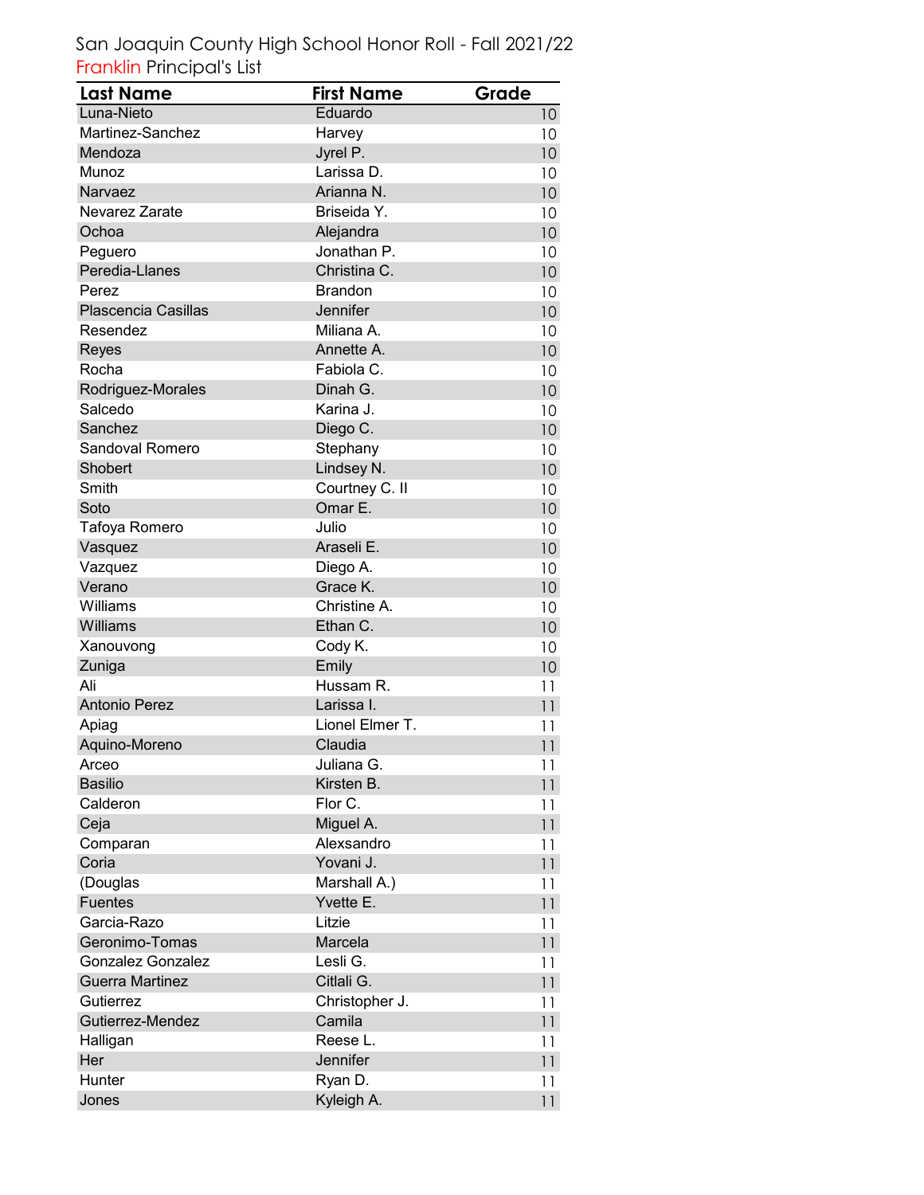San Joaquin County High School Honor Roll - Fall 2021/22
Franklin Principal's List

| Last Name | First Name | Grade |
|---|---|---|
| Luna-Nieto | Eduardo | 10 |
| Martinez-Sanchez | Harvey | 10 |
| Mendoza | Jyrel P. | 10 |
| Munoz | Larissa D. | 10 |
| Narvaez | Arianna N. | 10 |
| Nevarez Zarate | Briseida Y. | 10 |
| Ochoa | Alejandra | 10 |
| Peguero | Jonathan P. | 10 |
| Peredia-Llanes | Christina C. | 10 |
| Perez | Brandon | 10 |
| Plascencia Casillas | Jennifer | 10 |
| Resendez | Miliana A. | 10 |
| Reyes | Annette A. | 10 |
| Rocha | Fabiola C. | 10 |
| Rodriguez-Morales | Dinah G. | 10 |
| Salcedo | Karina J. | 10 |
| Sanchez | Diego C. | 10 |
| Sandoval Romero | Stephany | 10 |
| Shobert | Lindsey N. | 10 |
| Smith | Courtney C. II | 10 |
| Soto | Omar E. | 10 |
| Tafoya Romero | Julio | 10 |
| Vasquez | Araseli E. | 10 |
| Vazquez | Diego A. | 10 |
| Verano | Grace K. | 10 |
| Williams | Christine A. | 10 |
| Williams | Ethan C. | 10 |
| Xanouvong | Cody K. | 10 |
| Zuniga | Emily | 10 |
| Ali | Hussam R. | 11 |
| Antonio Perez | Larissa I. | 11 |
| Apiag | Lionel Elmer T. | 11 |
| Aquino-Moreno | Claudia | 11 |
| Arceo | Juliana G. | 11 |
| Basilio | Kirsten B. | 11 |
| Calderon | Flor C. | 11 |
| Ceja | Miguel A. | 11 |
| Comparan | Alexsandro | 11 |
| Coria | Yovani J. | 11 |
| (Douglas | Marshall A.) | 11 |
| Fuentes | Yvette E. | 11 |
| Garcia-Razo | Litzie | 11 |
| Geronimo-Tomas | Marcela | 11 |
| Gonzalez Gonzalez | Lesli G. | 11 |
| Guerra Martinez | Citlali G. | 11 |
| Gutierrez | Christopher J. | 11 |
| Gutierrez-Mendez | Camila | 11 |
| Halligan | Reese L. | 11 |
| Her | Jennifer | 11 |
| Hunter | Ryan D. | 11 |
| Jones | Kyleigh A. | 11 |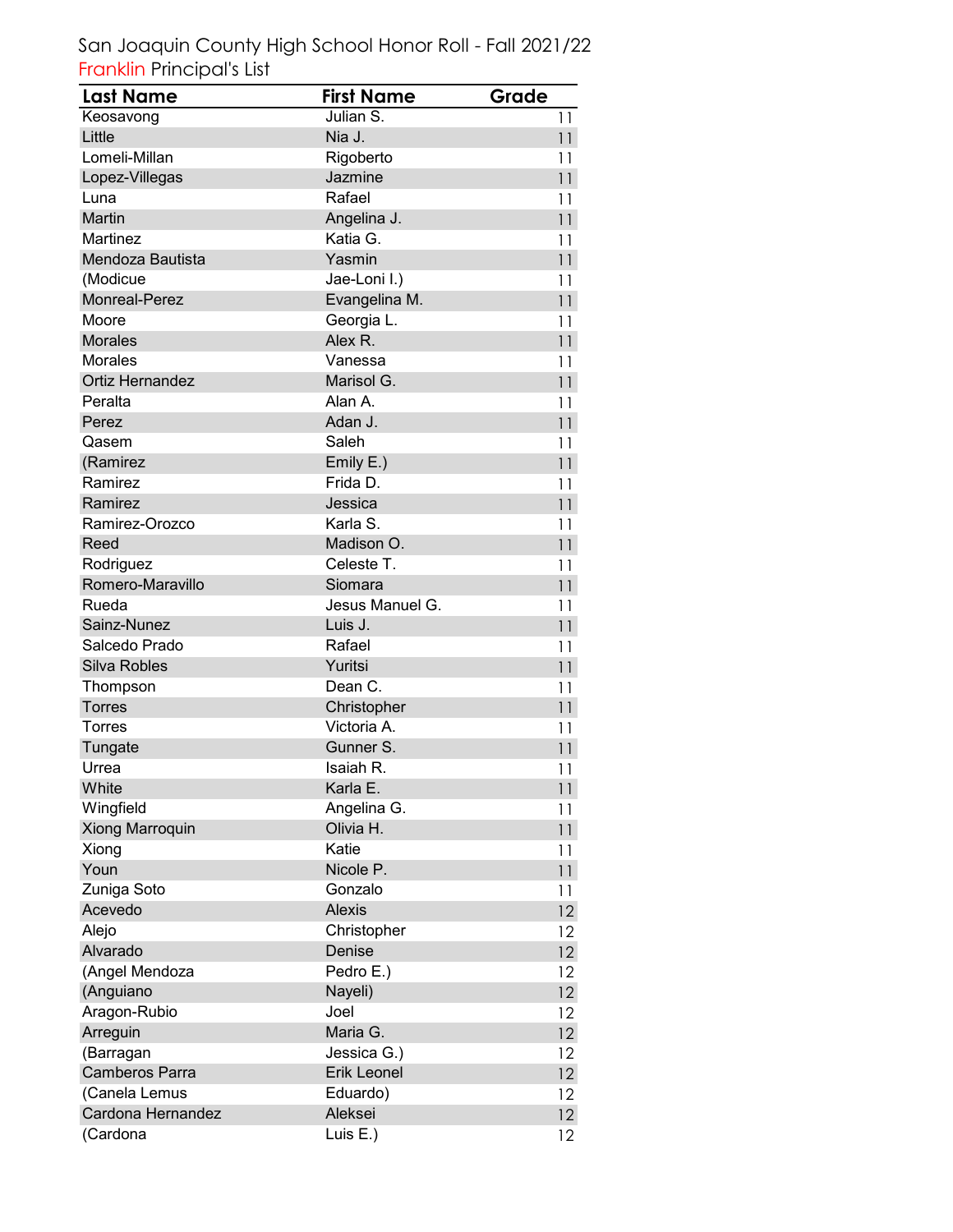San Joaquin County High School Honor Roll - Fall 2021/22

Franklin Principal's List

| Last Name | First Name | Grade |
|---|---|---|
| Keosavong | Julian S. | 11 |
| Little | Nia J. | 11 |
| Lomeli-Millan | Rigoberto | 11 |
| Lopez-Villegas | Jazmine | 11 |
| Luna | Rafael | 11 |
| Martin | Angelina J. | 11 |
| Martinez | Katia G. | 11 |
| Mendoza Bautista | Yasmin | 11 |
| (Modicue | Jae-Loni I.) | 11 |
| Monreal-Perez | Evangelina M. | 11 |
| Moore | Georgia L. | 11 |
| Morales | Alex R. | 11 |
| Morales | Vanessa | 11 |
| Ortiz Hernandez | Marisol G. | 11 |
| Peralta | Alan A. | 11 |
| Perez | Adan J. | 11 |
| Qasem | Saleh | 11 |
| (Ramirez | Emily E.) | 11 |
| Ramirez | Frida D. | 11 |
| Ramirez | Jessica | 11 |
| Ramirez-Orozco | Karla S. | 11 |
| Reed | Madison O. | 11 |
| Rodriguez | Celeste T. | 11 |
| Romero-Maravillo | Siomara | 11 |
| Rueda | Jesus Manuel G. | 11 |
| Sainz-Nunez | Luis J. | 11 |
| Salcedo Prado | Rafael | 11 |
| Silva Robles | Yuritsi | 11 |
| Thompson | Dean C. | 11 |
| Torres | Christopher | 11 |
| Torres | Victoria A. | 11 |
| Tungate | Gunner S. | 11 |
| Urrea | Isaiah R. | 11 |
| White | Karla E. | 11 |
| Wingfield | Angelina G. | 11 |
| Xiong Marroquin | Olivia H. | 11 |
| Xiong | Katie | 11 |
| Youn | Nicole P. | 11 |
| Zuniga Soto | Gonzalo | 11 |
| Acevedo | Alexis | 12 |
| Alejo | Christopher | 12 |
| Alvarado | Denise | 12 |
| (Angel Mendoza | Pedro E.) | 12 |
| (Anguiano | Nayeli) | 12 |
| Aragon-Rubio | Joel | 12 |
| Arreguin | Maria G. | 12 |
| (Barragan | Jessica G.) | 12 |
| Camberos Parra | Erik Leonel | 12 |
| (Canela Lemus | Eduardo) | 12 |
| Cardona Hernandez | Aleksei | 12 |
| (Cardona | Luis E.) | 12 |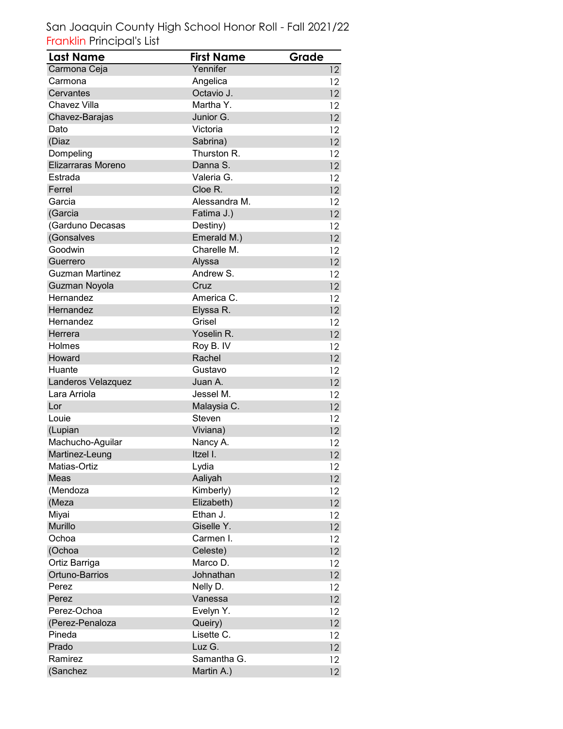San Joaquin County High School Honor Roll - Fall 2021/22

Franklin Principal's List

| Last Name | First Name | Grade |
|---|---|---|
| Carmona Ceja | Yennifer | 12 |
| Carmona | Angelica | 12 |
| Cervantes | Octavio J. | 12 |
| Chavez Villa | Martha Y. | 12 |
| Chavez-Barajas | Junior G. | 12 |
| Dato | Victoria | 12 |
| (Diaz | Sabrina) | 12 |
| Dompeling | Thurston R. | 12 |
| Elizarraras Moreno | Danna S. | 12 |
| Estrada | Valeria G. | 12 |
| Ferrel | Cloe R. | 12 |
| Garcia | Alessandra M. | 12 |
| (Garcia | Fatima J.) | 12 |
| (Garduno Decasas | Destiny) | 12 |
| (Gonsalves | Emerald M.) | 12 |
| Goodwin | Charelle M. | 12 |
| Guerrero | Alyssa | 12 |
| Guzman Martinez | Andrew S. | 12 |
| Guzman Noyola | Cruz | 12 |
| Hernandez | America C. | 12 |
| Hernandez | Elyssa R. | 12 |
| Hernandez | Grisel | 12 |
| Herrera | Yoselin R. | 12 |
| Holmes | Roy B. IV | 12 |
| Howard | Rachel | 12 |
| Huante | Gustavo | 12 |
| Landeros Velazquez | Juan A. | 12 |
| Lara Arriola | Jessel M. | 12 |
| Lor | Malaysia C. | 12 |
| Louie | Steven | 12 |
| (Lupian | Viviana) | 12 |
| Machucho-Aguilar | Nancy A. | 12 |
| Martinez-Leung | Itzel I. | 12 |
| Matias-Ortiz | Lydia | 12 |
| Meas | Aaliyah | 12 |
| (Mendoza | Kimberly) | 12 |
| (Meza | Elizabeth) | 12 |
| Miyai | Ethan J. | 12 |
| Murillo | Giselle Y. | 12 |
| Ochoa | Carmen I. | 12 |
| (Ochoa | Celeste) | 12 |
| Ortiz Barriga | Marco D. | 12 |
| Ortuno-Barrios | Johnathan | 12 |
| Perez | Nelly D. | 12 |
| Perez | Vanessa | 12 |
| Perez-Ochoa | Evelyn Y. | 12 |
| (Perez-Penaloza | Queiry) | 12 |
| Pineda | Lisette C. | 12 |
| Prado | Luz G. | 12 |
| Ramirez | Samantha G. | 12 |
| (Sanchez | Martin A.) | 12 |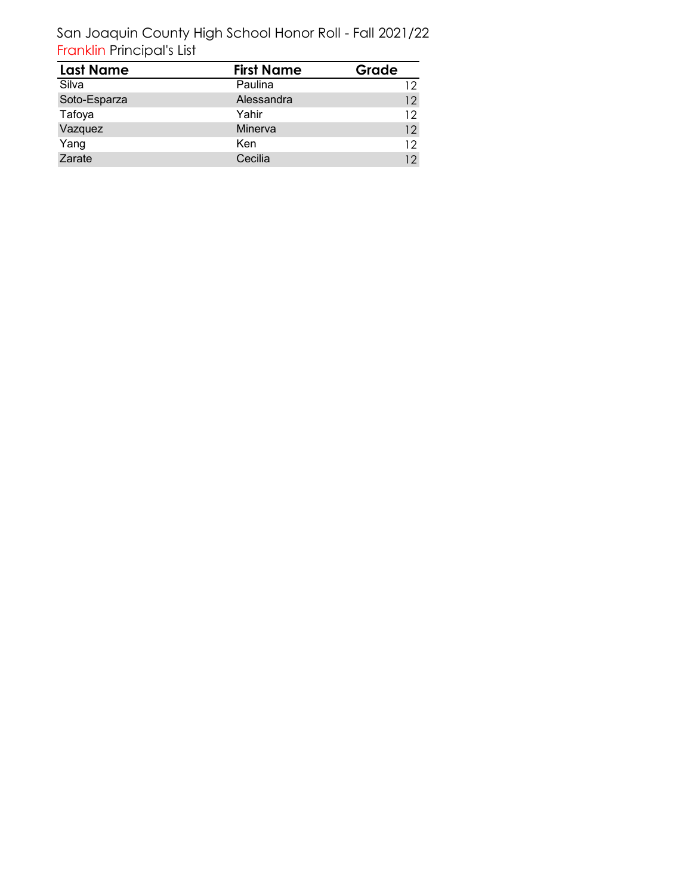San Joaquin County High School Honor Roll - Fall 2021/22

Franklin Principal's List

| Last Name | First Name | Grade |
|---|---|---|
| Silva | Paulina | 12 |
| Soto-Esparza | Alessandra | 12 |
| Tafoya | Yahir | 12 |
| Vazquez | Minerva | 12 |
| Yang | Ken | 12 |
| Zarate | Cecilia | 12 |